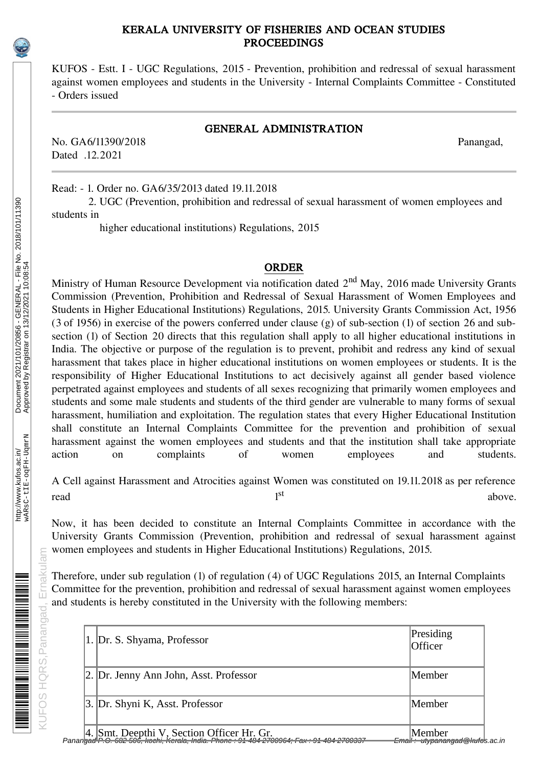# KERALA UNIVERSITY OF FISHERIES AND OCEAN STUDIES
## PROCEEDINGS

KUFOS - Estt. I - UGC Regulations, 2015 - Prevention, prohibition and redressal of sexual harassment against women employees and students in the University - Internal Complaints Committee - Constituted - Orders issued

---

## GENERAL ADMINISTRATION

No. GA6/11390/2018 Panangad,
Dated .12.2021

---

Read: - 1. Order no. GA6/35/2013 dated 19.11.2018

2. UGC (Prevention, prohibition and redressal of sexual harassment of women employees and students in higher educational institutions) Regulations, 2015

## ORDER

Ministry of Human Resource Development via notification dated 2nd May, 2016 made University Grants Commission (Prevention, Prohibition and Redressal of Sexual Harassment of Women Employees and Students in Higher Educational Institutions) Regulations, 2015. University Grants Commission Act, 1956 (3 of 1956) in exercise of the powers conferred under clause (g) of sub-section (1) of section 26 and sub-section (1) of Section 20 directs that this regulation shall apply to all higher educational institutions in India. The objective or purpose of the regulation is to prevent, prohibit and redress any kind of sexual harassment that takes place in higher educational institutions on women employees or students. It is the responsibility of Higher Educational Institutions to act decisively against all gender based violence perpetrated against employees and students of all sexes recognizing that primarily women employees and students and some male students and students of the third gender are vulnerable to many forms of sexual harassment, humiliation and exploitation. The regulation states that every Higher Educational Institution shall constitute an Internal Complaints Committee for the prevention and prohibition of sexual harassment against the women employees and students and that the institution shall take appropriate action on complaints of women employees and students.

A Cell against Harassment and Atrocities against Women was constituted on 19.11.2018 as per reference read 1st above.

Now, it has been decided to constitute an Internal Complaints Committee in accordance with the University Grants Commission (Prevention, prohibition and redressal of sexual harassment against women employees and students in Higher Educational Institutions) Regulations, 2015.

Therefore, under sub regulation (1) of regulation (4) of UGC Regulations 2015, an Internal Complaints Committee for the prevention, prohibition and redressal of sexual harassment against women employees and students is hereby constituted in the University with the following members:

| | | |
|---|---|---|
| 1. | Dr. S. Shyama, Professor | Presiding Officer |
| 2. | Dr. Jenny Ann John, Asst. Professor | Member |
| 3. | Dr. Shyni K, Asst. Professor | Member |
| 4. | Smt. Deepthi V, Section Officer Hr. Gr. | Member |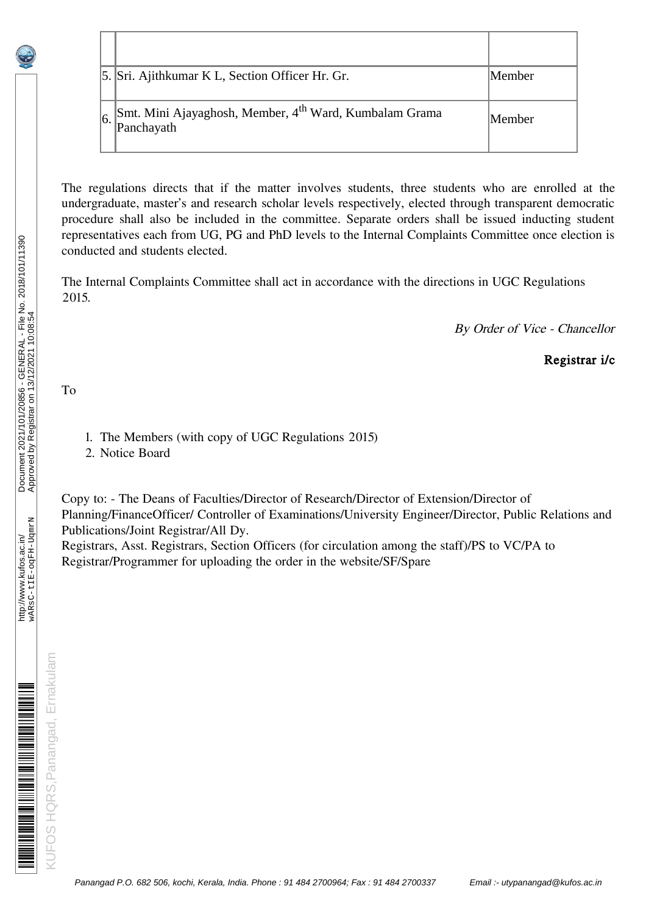| | | |
|---|---|---|
| | | |
| 5. | Sri. Ajithkumar K L, Section Officer Hr. Gr. | Member |
| 6. | Smt. Mini Ajayaghosh, Member, 4th Ward, Kumbalam Grama Panchayath | Member |

The regulations directs that if the matter involves students, three students who are enrolled at the undergraduate, master's and research scholar levels respectively, elected through transparent democratic procedure shall also be included in the committee. Separate orders shall be issued inducting student representatives each from UG, PG and PhD levels to the Internal Complaints Committee once election is conducted and students elected.

The Internal Complaints Committee shall act in accordance with the directions in UGC Regulations 2015.

*By Order of Vice - Chancellor*

**Registrar i/c**

To

1. The Members (with copy of UGC Regulations 2015)
2. Notice Board

Copy to: - The Deans of Faculties/Director of Research/Director of Extension/Director of Planning/FinanceOfficer/ Controller of Examinations/University Engineer/Director, Public Relations and Publications/Joint Registrar/All Dy.
Registrars, Asst. Registrars, Section Officers (for circulation among the staff)/PS to VC/PA to Registrar/Programmer for uploading the order in the website/SF/Spare